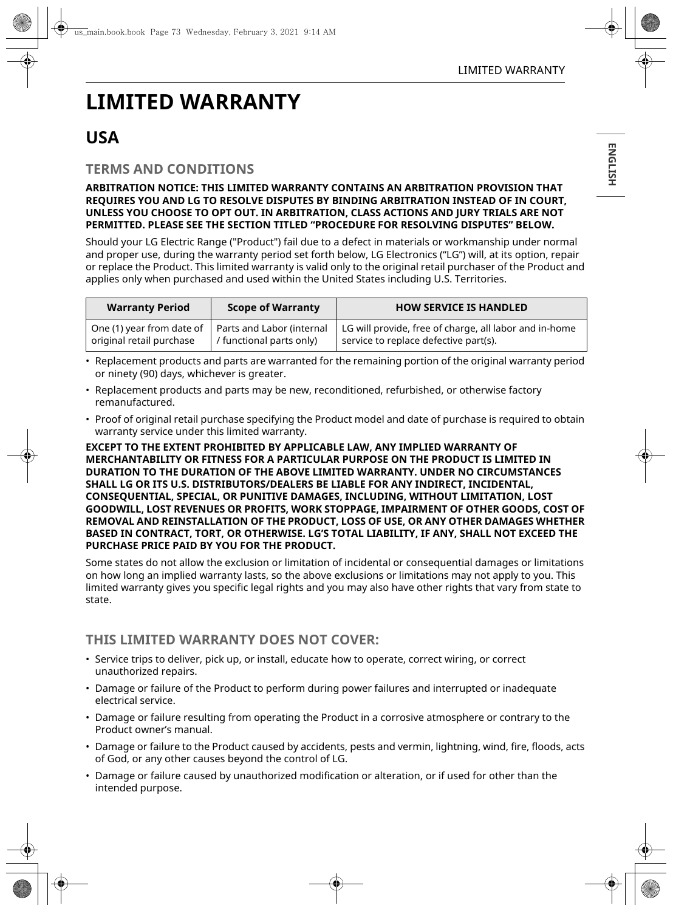# LIMITED WARRANTY

## USA

### TERMS AND CONDITIONS

**ARBITRATION NOTICE: THIS LIMITED WARRANTY CONTAINS AN ARBITRATION PROVISION THAT REQUIRES YOU AND LG TO RESOLVE DISPUTES BY BINDING ARBITRATION INSTEAD OF IN COURT, UNLESS YOU CHOOSE TO OPT OUT. IN ARBITRATION, CLASS ACTIONS AND JURY TRIALS ARE NOT PERMITTED. PLEASE SEE THE SECTION TITLED "PROCEDURE FOR RESOLVING DISPUTES" BELOW.**

Should your LG Electric Range ("Product") fail due to a defect in materials or workmanship under normal and proper use, during the warranty period set forth below, LG Electronics ("LG") will, at its option, repair or replace the Product. This limited warranty is valid only to the original retail purchaser of the Product and applies only when purchased and used within the United States including U.S. Territories.

| Warranty Period | Scope of Warranty | HOW SERVICE IS HANDLED |
|---|---|---|
| One (1) year from date of original retail purchase | Parts and Labor (internal / functional parts only) | LG will provide, free of charge, all labor and in-home service to replace defective part(s). |

- Replacement products and parts are warranted for the remaining portion of the original warranty period or ninety (90) days, whichever is greater.
- Replacement products and parts may be new, reconditioned, refurbished, or otherwise factory remanufactured.
- Proof of original retail purchase specifying the Product model and date of purchase is required to obtain warranty service under this limited warranty.

**EXCEPT TO THE EXTENT PROHIBITED BY APPLICABLE LAW, ANY IMPLIED WARRANTY OF MERCHANTABILITY OR FITNESS FOR A PARTICULAR PURPOSE ON THE PRODUCT IS LIMITED IN DURATION TO THE DURATION OF THE ABOVE LIMITED WARRANTY. UNDER NO CIRCUMSTANCES SHALL LG OR ITS U.S. DISTRIBUTORS/DEALERS BE LIABLE FOR ANY INDIRECT, INCIDENTAL, CONSEQUENTIAL, SPECIAL, OR PUNITIVE DAMAGES, INCLUDING, WITHOUT LIMITATION, LOST GOODWILL, LOST REVENUES OR PROFITS, WORK STOPPAGE, IMPAIRMENT OF OTHER GOODS, COST OF REMOVAL AND REINSTALLATION OF THE PRODUCT, LOSS OF USE, OR ANY OTHER DAMAGES WHETHER BASED IN CONTRACT, TORT, OR OTHERWISE. LG'S TOTAL LIABILITY, IF ANY, SHALL NOT EXCEED THE PURCHASE PRICE PAID BY YOU FOR THE PRODUCT.**

Some states do not allow the exclusion or limitation of incidental or consequential damages or limitations on how long an implied warranty lasts, so the above exclusions or limitations may not apply to you. This limited warranty gives you specific legal rights and you may also have other rights that vary from state to state.

### THIS LIMITED WARRANTY DOES NOT COVER:

- Service trips to deliver, pick up, or install, educate how to operate, correct wiring, or correct unauthorized repairs.
- Damage or failure of the Product to perform during power failures and interrupted or inadequate electrical service.
- Damage or failure resulting from operating the Product in a corrosive atmosphere or contrary to the Product owner's manual.
- Damage or failure to the Product caused by accidents, pests and vermin, lightning, wind, fire, floods, acts of God, or any other causes beyond the control of LG.
- Damage or failure caused by unauthorized modification or alteration, or if used for other than the intended purpose.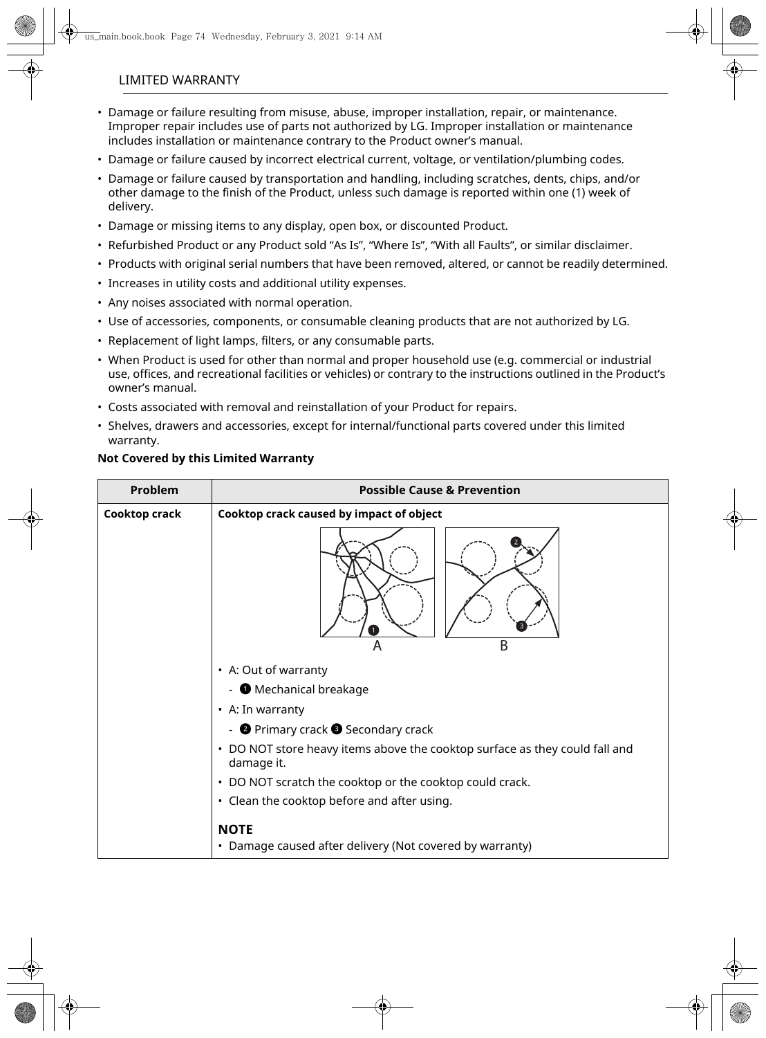## LIMITED WARRANTY

- Damage or failure resulting from misuse, abuse, improper installation, repair, or maintenance. Improper repair includes use of parts not authorized by LG. Improper installation or maintenance includes installation or maintenance contrary to the Product owner's manual.
- Damage or failure caused by incorrect electrical current, voltage, or ventilation/plumbing codes.
- Damage or failure caused by transportation and handling, including scratches, dents, chips, and/or other damage to the finish of the Product, unless such damage is reported within one (1) week of delivery.
- Damage or missing items to any display, open box, or discounted Product.
- Refurbished Product or any Product sold "As Is", "Where Is", "With all Faults", or similar disclaimer.
- Products with original serial numbers that have been removed, altered, or cannot be readily determined.
- Increases in utility costs and additional utility expenses.
- Any noises associated with normal operation.
- Use of accessories, components, or consumable cleaning products that are not authorized by LG.
- Replacement of light lamps, filters, or any consumable parts.
- When Product is used for other than normal and proper household use (e.g. commercial or industrial use, offices, and recreational facilities or vehicles) or contrary to the instructions outlined in the Product's owner's manual.
- Costs associated with removal and reinstallation of your Product for repairs.
- Shelves, drawers and accessories, except for internal/functional parts covered under this limited warranty.

**Not Covered by this Limited Warranty**

| Problem | Possible Cause & Prevention |
| --- | --- |
| **Cooktop crack** | **Cooktop crack caused by impact of object**<br>A B<br>• A: Out of warranty<br>- ❶ Mechanical breakage<br>• A: In warranty<br>- ❷ Primary crack ❸ Secondary crack<br>• DO NOT store heavy items above the cooktop surface as they could fall and damage it.<br>• DO NOT scratch the cooktop or the cooktop could crack.<br>• Clean the cooktop before and after using.<br>**NOTE**<br>• Damage caused after delivery (Not covered by warranty) |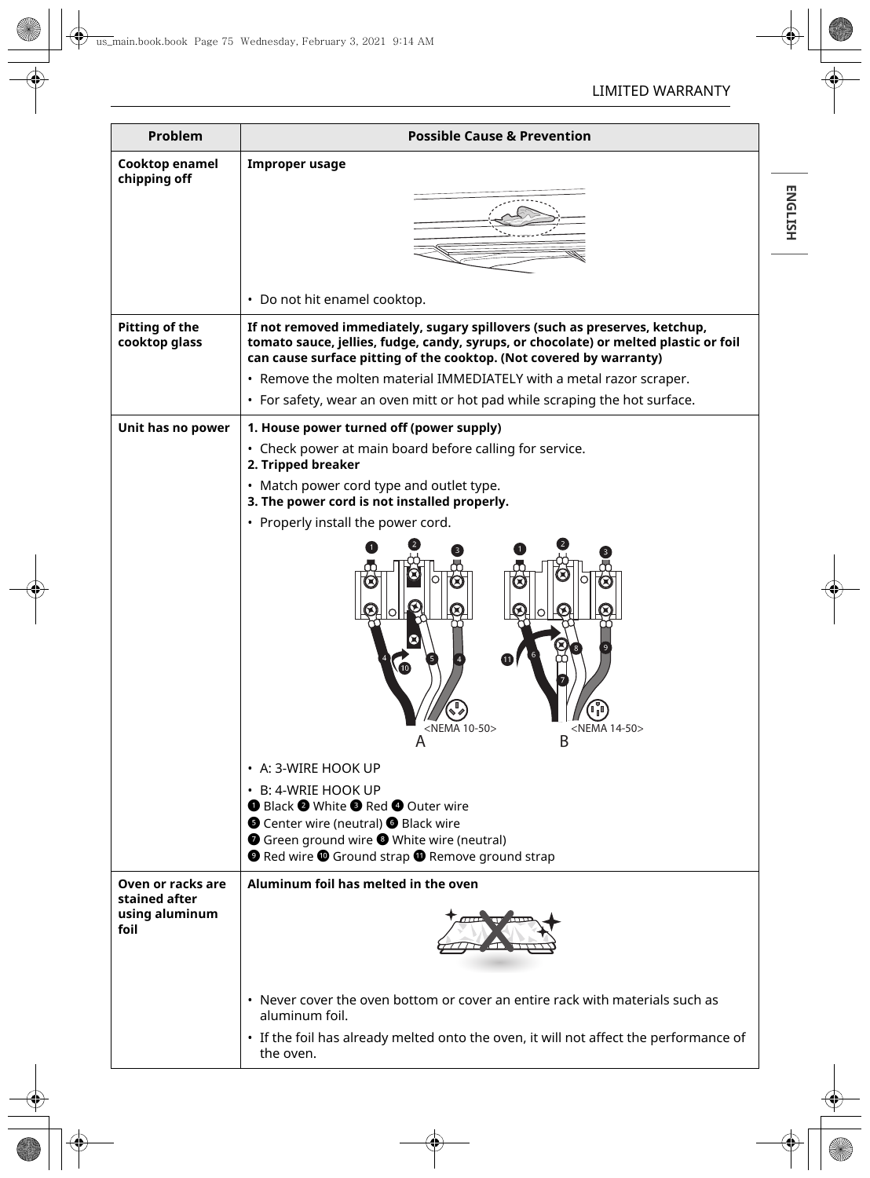| Problem | Possible Cause & Prevention |
| --- | --- |
| **Cooktop enamel chipping off** | **Improper usage**<br>• Do not hit enamel cooktop. |
| **Pitting of the cooktop glass** | **If not removed immediately, sugary spillovers (such as preserves, ketchup, tomato sauce, jellies, fudge, candy, syrups, or chocolate) or melted plastic or foil can cause surface pitting of the cooktop. (Not covered by warranty)**<br>• Remove the molten material IMMEDIATELY with a metal razor scraper.<br>• For safety, wear an oven mitt or hot pad while scraping the hot surface. |
| **Unit has no power** | **1. House power turned off (power supply)**<br>• Check power at main board before calling for service.<br>**2. Tripped breaker**<br>• Match power cord type and outlet type.<br>**3. The power cord is not installed properly.**<br>• Properly install the power cord.<br><NEMA 10-50> A &nbsp; <NEMA 14-50> B<br>• A: 3-WIRE HOOK UP<br>• B: 4-WRIE HOOK UP<br>❶ Black ❷ White ❸ Red ❹ Outer wire<br>❺ Center wire (neutral) ❻ Black wire<br>❼ Green ground wire ❽ White wire (neutral)<br>❾ Red wire ❿ Ground strap ⓫ Remove ground strap |
| **Oven or racks are stained after using aluminum foil** | **Aluminum foil has melted in the oven**<br>• Never cover the oven bottom or cover an entire rack with materials such as aluminum foil.<br>• If the foil has already melted onto the oven, it will not affect the performance of the oven. |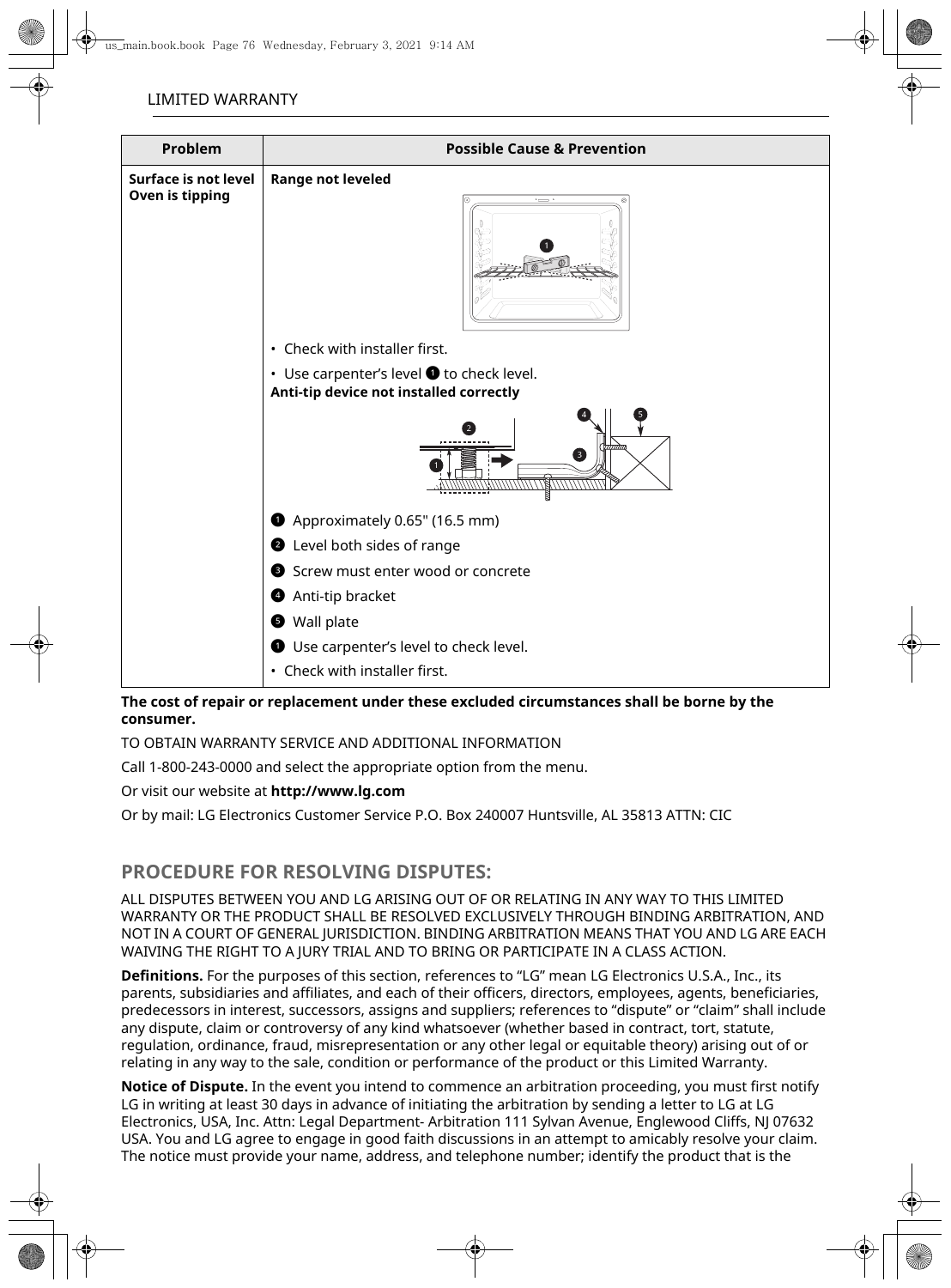LIMITED WARRANTY

| Problem | Possible Cause & Prevention |
| --- | --- |
| **Surface is not level**<br>**Oven is tipping** | **Range not leveled**<br>• Check with installer first.<br>• Use carpenter's level ❶ to check level.<br>**Anti-tip device not installed correctly**<br>❶ Approximately 0.65" (16.5 mm)<br>❷ Level both sides of range<br>❸ Screw must enter wood or concrete<br>❹ Anti-tip bracket<br>❺ Wall plate<br>❶ Use carpenter's level to check level.<br>• Check with installer first. |

**The cost of repair or replacement under these excluded circumstances shall be borne by the consumer.**

TO OBTAIN WARRANTY SERVICE AND ADDITIONAL INFORMATION

Call 1-800-243-0000 and select the appropriate option from the menu.

Or visit our website at **http://www.lg.com**

Or by mail: LG Electronics Customer Service P.O. Box 240007 Huntsville, AL 35813 ATTN: CIC

## PROCEDURE FOR RESOLVING DISPUTES:

ALL DISPUTES BETWEEN YOU AND LG ARISING OUT OF OR RELATING IN ANY WAY TO THIS LIMITED WARRANTY OR THE PRODUCT SHALL BE RESOLVED EXCLUSIVELY THROUGH BINDING ARBITRATION, AND NOT IN A COURT OF GENERAL JURISDICTION. BINDING ARBITRATION MEANS THAT YOU AND LG ARE EACH WAIVING THE RIGHT TO A JURY TRIAL AND TO BRING OR PARTICIPATE IN A CLASS ACTION.

**Definitions.** For the purposes of this section, references to "LG" mean LG Electronics U.S.A., Inc., its parents, subsidiaries and affiliates, and each of their officers, directors, employees, agents, beneficiaries, predecessors in interest, successors, assigns and suppliers; references to "dispute" or "claim" shall include any dispute, claim or controversy of any kind whatsoever (whether based in contract, tort, statute, regulation, ordinance, fraud, misrepresentation or any other legal or equitable theory) arising out of or relating in any way to the sale, condition or performance of the product or this Limited Warranty.

**Notice of Dispute.** In the event you intend to commence an arbitration proceeding, you must first notify LG in writing at least 30 days in advance of initiating the arbitration by sending a letter to LG at LG Electronics, USA, Inc. Attn: Legal Department- Arbitration 111 Sylvan Avenue, Englewood Cliffs, NJ 07632 USA. You and LG agree to engage in good faith discussions in an attempt to amicably resolve your claim. The notice must provide your name, address, and telephone number; identify the product that is the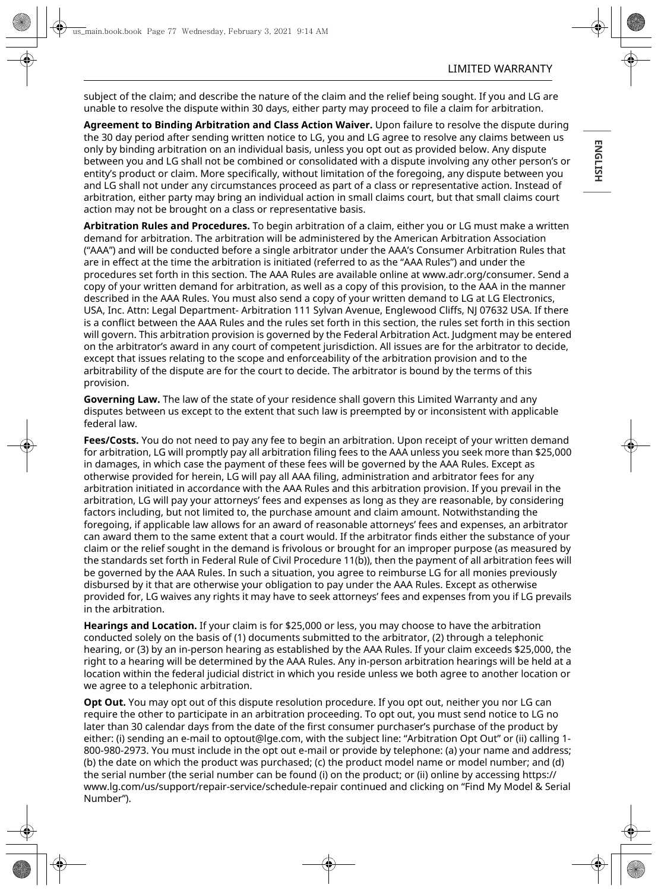subject of the claim; and describe the nature of the claim and the relief being sought. If you and LG are unable to resolve the dispute within 30 days, either party may proceed to file a claim for arbitration.

**Agreement to Binding Arbitration and Class Action Waiver.** Upon failure to resolve the dispute during the 30 day period after sending written notice to LG, you and LG agree to resolve any claims between us only by binding arbitration on an individual basis, unless you opt out as provided below. Any dispute between you and LG shall not be combined or consolidated with a dispute involving any other person's or entity's product or claim. More specifically, without limitation of the foregoing, any dispute between you and LG shall not under any circumstances proceed as part of a class or representative action. Instead of arbitration, either party may bring an individual action in small claims court, but that small claims court action may not be brought on a class or representative basis.

**Arbitration Rules and Procedures.** To begin arbitration of a claim, either you or LG must make a written demand for arbitration. The arbitration will be administered by the American Arbitration Association ("AAA") and will be conducted before a single arbitrator under the AAA's Consumer Arbitration Rules that are in effect at the time the arbitration is initiated (referred to as the "AAA Rules") and under the procedures set forth in this section. The AAA Rules are available online at www.adr.org/consumer. Send a copy of your written demand for arbitration, as well as a copy of this provision, to the AAA in the manner described in the AAA Rules. You must also send a copy of your written demand to LG at LG Electronics, USA, Inc. Attn: Legal Department- Arbitration 111 Sylvan Avenue, Englewood Cliffs, NJ 07632 USA. If there is a conflict between the AAA Rules and the rules set forth in this section, the rules set forth in this section will govern. This arbitration provision is governed by the Federal Arbitration Act. Judgment may be entered on the arbitrator's award in any court of competent jurisdiction. All issues are for the arbitrator to decide, except that issues relating to the scope and enforceability of the arbitration provision and to the arbitrability of the dispute are for the court to decide. The arbitrator is bound by the terms of this provision.

**Governing Law.** The law of the state of your residence shall govern this Limited Warranty and any disputes between us except to the extent that such law is preempted by or inconsistent with applicable federal law.

**Fees/Costs.** You do not need to pay any fee to begin an arbitration. Upon receipt of your written demand for arbitration, LG will promptly pay all arbitration filing fees to the AAA unless you seek more than $25,000 in damages, in which case the payment of these fees will be governed by the AAA Rules. Except as otherwise provided for herein, LG will pay all AAA filing, administration and arbitrator fees for any arbitration initiated in accordance with the AAA Rules and this arbitration provision. If you prevail in the arbitration, LG will pay your attorneys' fees and expenses as long as they are reasonable, by considering factors including, but not limited to, the purchase amount and claim amount. Notwithstanding the foregoing, if applicable law allows for an award of reasonable attorneys' fees and expenses, an arbitrator can award them to the same extent that a court would. If the arbitrator finds either the substance of your claim or the relief sought in the demand is frivolous or brought for an improper purpose (as measured by the standards set forth in Federal Rule of Civil Procedure 11(b)), then the payment of all arbitration fees will be governed by the AAA Rules. In such a situation, you agree to reimburse LG for all monies previously disbursed by it that are otherwise your obligation to pay under the AAA Rules. Except as otherwise provided for, LG waives any rights it may have to seek attorneys' fees and expenses from you if LG prevails in the arbitration.

**Hearings and Location.** If your claim is for $25,000 or less, you may choose to have the arbitration conducted solely on the basis of (1) documents submitted to the arbitrator, (2) through a telephonic hearing, or (3) by an in-person hearing as established by the AAA Rules. If your claim exceeds $25,000, the right to a hearing will be determined by the AAA Rules. Any in-person arbitration hearings will be held at a location within the federal judicial district in which you reside unless we both agree to another location or we agree to a telephonic arbitration.

**Opt Out.** You may opt out of this dispute resolution procedure. If you opt out, neither you nor LG can require the other to participate in an arbitration proceeding. To opt out, you must send notice to LG no later than 30 calendar days from the date of the first consumer purchaser's purchase of the product by either: (i) sending an e-mail to optout@lge.com, with the subject line: "Arbitration Opt Out" or (ii) calling 1-800-980-2973. You must include in the opt out e-mail or provide by telephone: (a) your name and address; (b) the date on which the product was purchased; (c) the product model name or model number; and (d) the serial number (the serial number can be found (i) on the product; or (ii) online by accessing https://www.lg.com/us/support/repair-service/schedule-repair continued and clicking on "Find My Model & Serial Number").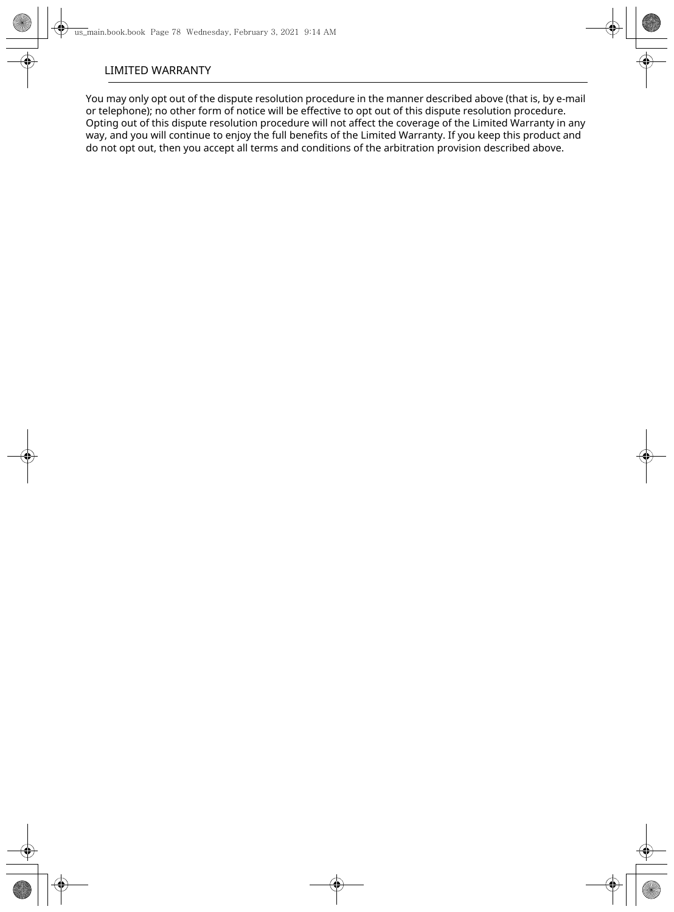You may only opt out of the dispute resolution procedure in the manner described above (that is, by e-mail or telephone); no other form of notice will be effective to opt out of this dispute resolution procedure. Opting out of this dispute resolution procedure will not affect the coverage of the Limited Warranty in any way, and you will continue to enjoy the full benefits of the Limited Warranty. If you keep this product and do not opt out, then you accept all terms and conditions of the arbitration provision described above.